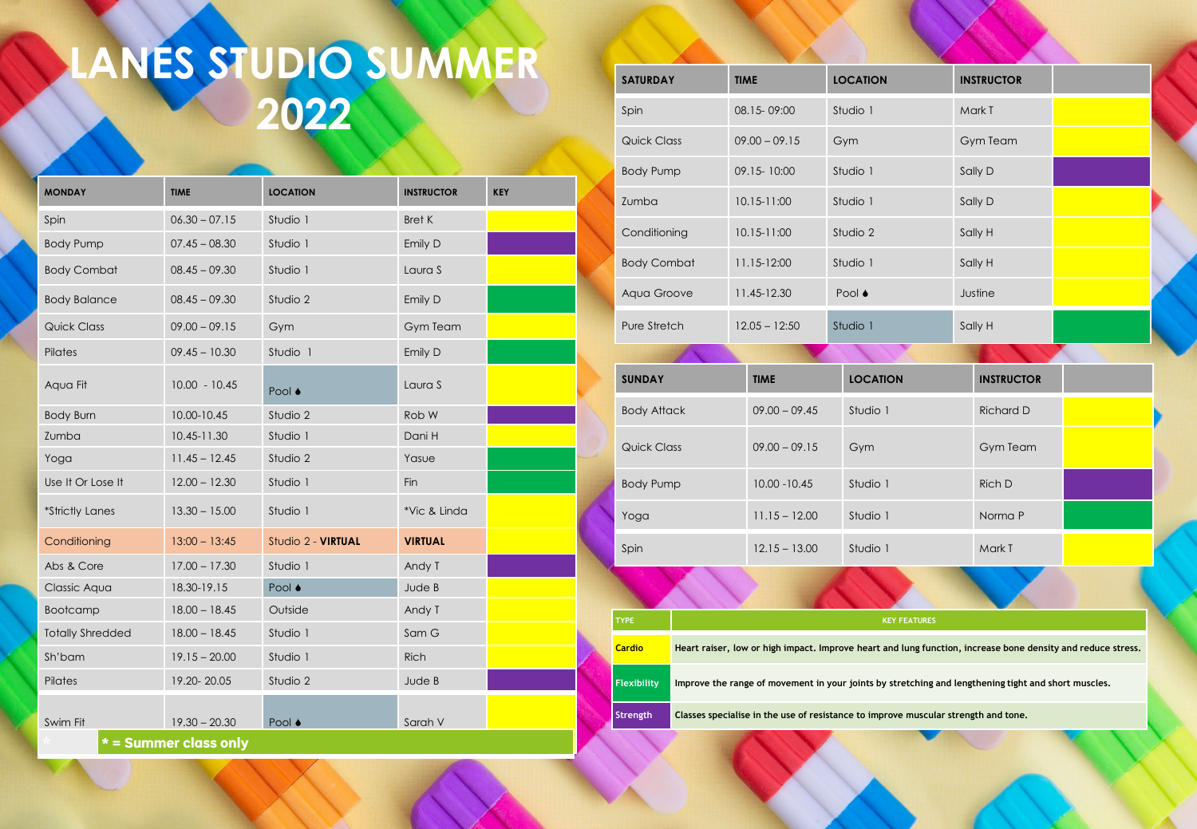# LANES STUDIO SUMMER 2022

| MONDAY | TIME | LOCATION | INSTRUCTOR | KEY |
|---|---|---|---|---|
| Spin | 06.30 – 07.15 | Studio 1 | Bret K | |
| Body Pump | 07.45 – 08.30 | Studio 1 | Emily D | |
| Body Combat | 08.45 – 09.30 | Studio 1 | Laura S | |
| Body Balance | 08.45 – 09.30 | Studio 2 | Emily D | |
| Quick Class | 09.00 – 09.15 | Gym | Gym Team | |
| Pilates | 09.45 – 10.30 | Studio 1 | Emily D | |
| Aqua Fit | 10.00 - 10.45 | Pool ♦ | Laura S | |
| Body Burn | 10.00-10.45 | Studio 2 | Rob W | |
| Zumba | 10.45-11.30 | Studio 1 | Dani H | |
| Yoga | 11.45 – 12.45 | Studio 2 | Yasue | |
| Use It Or Lose It | 12.00 – 12.30 | Studio 1 | Fin | |
| *Strictly Lanes | 13.30 – 15.00 | Studio 1 | *Vic & Linda | |
| Conditioning | 13:00 – 13:45 | Studio 2 - **VIRTUAL** | **VIRTUAL** | |
| Abs & Core | 17.00 – 17.30 | Studio 1 | Andy T | |
| Classic Aqua | 18.30-19.15 | Pool ♦ | Jude B | |
| Bootcamp | 18.00 – 18.45 | Outside | Andy T | |
| Totally Shredded | 18.00 – 18.45 | Studio 1 | Sam G | |
| Sh'bam | 19.15 – 20.00 | Studio 1 | Rich | |
| Pilates | 19.20- 20.05 | Studio 2 | Jude B | |
| Swim Fit | 19.30 – 20.30 | Pool ♦ | Sarah V | |

**\* = Summer class only**

| SATURDAY | TIME | LOCATION | INSTRUCTOR | |
|---|---|---|---|---|
| Spin | 08.15- 09:00 | Studio 1 | Mark T | |
| Quick Class | 09.00 – 09.15 | Gym | Gym Team | |
| Body Pump | 09.15- 10:00 | Studio 1 | Sally D | |
| Zumba | 10.15-11:00 | Studio 1 | Sally D | |
| Conditioning | 10.15-11:00 | Studio 2 | Sally H | |
| Body Combat | 11.15-12:00 | Studio 1 | Sally H | |
| Aqua Groove | 11.45-12.30 | Pool ♦ | Justine | |
| Pure Stretch | 12.05 – 12:50 | Studio 1 | Sally H | |

| SUNDAY | TIME | LOCATION | INSTRUCTOR | |
|---|---|---|---|---|
| Body Attack | 09.00 – 09.45 | Studio 1 | Richard D | |
| Quick Class | 09.00 – 09.15 | Gym | Gym Team | |
| Body Pump | 10.00 -10.45 | Studio 1 | Rich D | |
| Yoga | 11.15 – 12.00 | Studio 1 | Norma P | |
| Spin | 12.15 – 13.00 | Studio 1 | Mark T | |

| TYPE | KEY FEATURES |
|---|---|
| Cardio | Heart raiser, low or high impact. Improve heart and lung function, increase bone density and reduce stress. |
| Flexibility | Improve the range of movement in your joints by stretching and lengthening tight and short muscles. |
| Strength | Classes specialise in the use of resistance to improve muscular strength and tone. |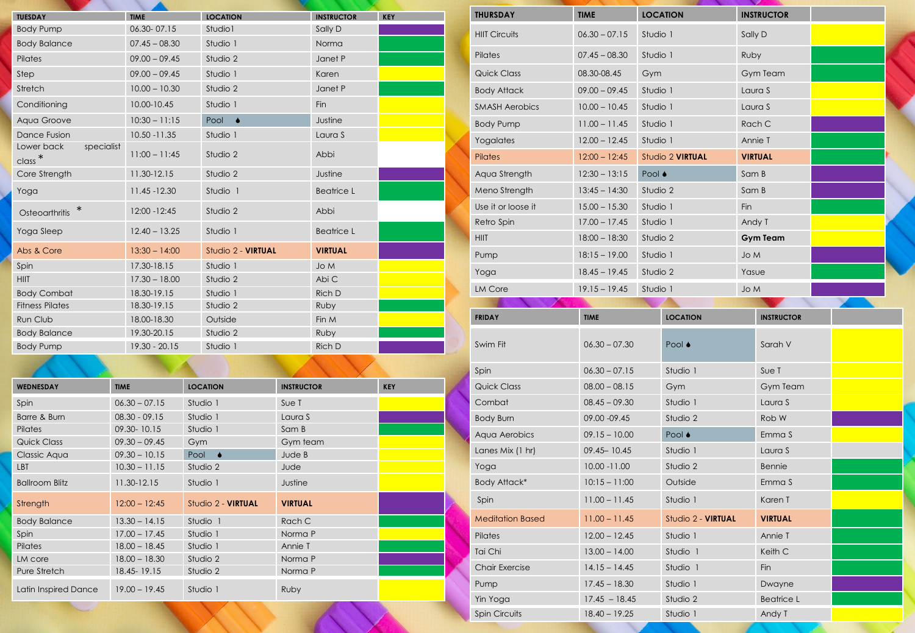| TUESDAY | TIME | LOCATION | INSTRUCTOR | KEY |
|---|---|---|---|---|
| Body Pump | 06.30- 07.15 | Studio1 | Sally D | |
| Body Balance | 07.45 – 08.30 | Studio 1 | Norma | |
| Pilates | 09.00 – 09.45 | Studio 2 | Janet P | |
| Step | 09.00 – 09.45 | Studio 1 | Karen | |
| Stretch | 10.00 – 10.30 | Studio 2 | Janet P | |
| Conditioning | 10.00-10.45 | Studio 1 | Fin | |
| Aqua Groove | 10:30 – 11:15 | Pool ♦ | Justine | |
| Dance Fusion | 10.50 -11.35 | Studio 1 | Laura S | |
| Lower back specialist class * | 11:00 – 11:45 | Studio 2 | Abbi | |
| Core Strength | 11.30-12.15 | Studio 2 | Justine | |
| Yoga | 11.45 -12.30 | Studio 1 | Beatrice L | |
| Osteoarthritis * | 12:00 -12:45 | Studio 2 | Abbi | |
| Yoga Sleep | 12.40 – 13.25 | Studio 1 | Beatrice L | |
| Abs & Core | 13:30 – 14:00 | Studio 2 - **VIRTUAL** | **VIRTUAL** | |
| Spin | 17.30-18.15 | Studio 1 | Jo M | |
| HIIT | 17.30 – 18.00 | Studio 2 | Abi C | |
| Body Combat | 18.30-19.15 | Studio 1 | Rich D | |
| Fitness Pilates | 18.30-19.15 | Studio 2 | Ruby | |
| Run Club | 18.00-18.30 | Outside | Fin M | |
| Body Balance | 19.30-20.15 | Studio 2 | Ruby | |
| Body Pump | 19.30 - 20.15 | Studio 1 | Rich D | |

| WEDNESDAY | TIME | LOCATION | INSTRUCTOR | KEY |
|---|---|---|---|---|
| Spin | 06.30 – 07.15 | Studio 1 | Sue T | |
| Barre & Burn | 08.30 - 09.15 | Studio 1 | Laura S | |
| Pilates | 09.30- 10.15 | Studio 1 | Sam B | |
| Quick Class | 09.30 – 09.45 | Gym | Gym team | |
| Classic Aqua | 09.30 – 10.15 | Pool ♦ | Jude B | |
| LBT | 10.30 – 11.15 | Studio 2 | Jude | |
| Ballroom Blitz | 11.30-12.15 | Studio 1 | Justine | |
| Strength | 12:00 – 12:45 | Studio 2 - **VIRTUAL** | **VIRTUAL** | |
| Body Balance | 13.30 – 14.15 | Studio 1 | Rach C | |
| Spin | 17.00 – 17.45 | Studio 1 | Norma P | |
| Pilates | 18.00 – 18.45 | Studio 1 | Annie T | |
| LM core | 18.00 – 18.30 | Studio 2 | Norma P | |
| Pure Stretch | 18.45- 19.15 | Studio 2 | Norma P | |
| Latin Inspired Dance | 19.00 – 19.45 | Studio 1 | Ruby | |

| THURSDAY | TIME | LOCATION | INSTRUCTOR | |
|---|---|---|---|---|
| HIIT Circuits | 06.30 – 07.15 | Studio 1 | Sally D | |
| Pilates | 07.45 – 08.30 | Studio 1 | Ruby | |
| Quick Class | 08.30-08.45 | Gym | Gym Team | |
| Body Attack | 09.00 – 09.45 | Studio 1 | Laura S | |
| SMASH Aerobics | 10.00 – 10.45 | Studio 1 | Laura S | |
| Body Pump | 11.00 – 11.45 | Studio 1 | Rach C | |
| Yogalates | 12.00 – 12.45 | Studio 1 | Annie T | |
| Pilates | 12:00 – 12:45 | Studio 2 **VIRTUAL** | **VIRTUAL** | |
| Aqua Strength | 12:30 – 13:15 | Pool ♦ | Sam B | |
| Meno Strength | 13:45 – 14:30 | Studio 2 | Sam B | |
| Use it or loose it | 15.00 – 15.30 | Studio 1 | Fin | |
| Retro Spin | 17.00 – 17.45 | Studio 1 | Andy T | |
| HIIT | 18:00 – 18:30 | Studio 2 | **Gym Team** | |
| Pump | 18:15 – 19.00 | Studio 1 | Jo M | |
| Yoga | 18.45 – 19.45 | Studio 2 | Yasue | |
| LM Core | 19.15 – 19.45 | Studio 1 | Jo M | |

| FRIDAY | TIME | LOCATION | INSTRUCTOR | |
|---|---|---|---|---|
| Swim Fit | 06.30 – 07.30 | Pool ♦ | Sarah V | |
| Spin | 06.30 – 07.15 | Studio 1 | Sue T | |
| Quick Class | 08.00 – 08.15 | Gym | Gym Team | |
| Combat | 08.45 – 09.30 | Studio 1 | Laura S | |
| Body Burn | 09.00 -09.45 | Studio 2 | Rob W | |
| Aqua Aerobics | 09.15 – 10.00 | Pool ♦ | Emma S | |
| Lanes Mix (1 hr) | 09.45– 10.45 | Studio 1 | Laura S | |
| Yoga | 10.00 -11.00 | Studio 2 | Bennie | |
| Body Attack* | 10:15 – 11:00 | Outside | Emma S | |
| Spin | 11.00 – 11.45 | Studio 1 | Karen T | |
| Meditation Based | 11.00 – 11.45 | Studio 2 - **VIRTUAL** | **VIRTUAL** | |
| Pilates | 12.00 – 12.45 | Studio 1 | Annie T | |
| Tai Chi | 13.00 – 14.00 | Studio 1 | Keith C | |
| Chair Exercise | 14.15 – 14.45 | Studio 1 | Fin | |
| Pump | 17.45 – 18.30 | Studio 1 | Dwayne | |
| Yin Yoga | 17.45 – 18.45 | Studio 2 | Beatrice L | |
| Spin Circuits | 18.40 – 19.25 | Studio 1 | Andy T | |